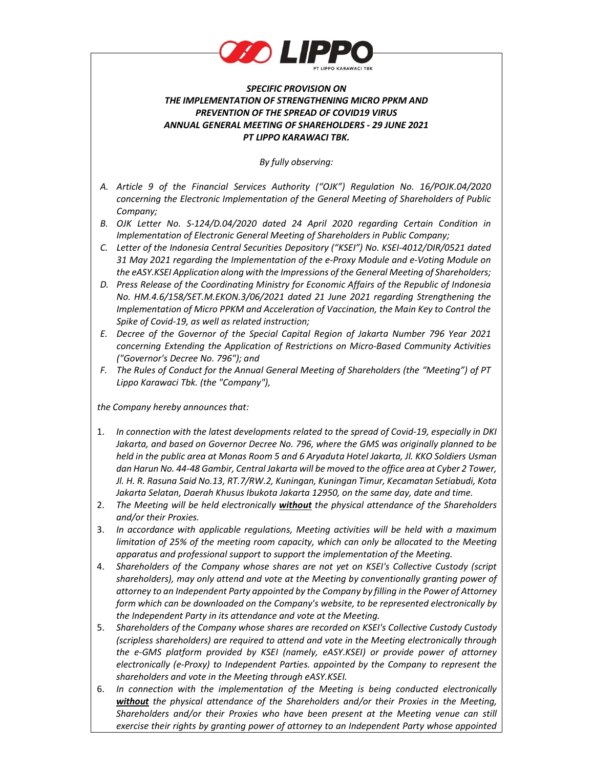# *SPECIFIC PROVISION ON THE IMPLEMENTATION OF STRENGTHENING MICRO PPKM AND PREVENTION OF THE SPREAD OF COVID19 VIRUS ANNUAL GENERAL MEETING OF SHAREHOLDERS - 29 JUNE 2021 PT LIPPO KARAWACI TBK.*

*By fully observing:*

A. *Article 9 of the Financial Services Authority ("OJK") Regulation No. 16/POJK.04/2020 concerning the Electronic Implementation of the General Meeting of Shareholders of Public Company;*
B. *OJK Letter No. S-124/D.04/2020 dated 24 April 2020 regarding Certain Condition in Implementation of Electronic General Meeting of Shareholders in Public Company;*
C. *Letter of the Indonesia Central Securities Depository ("KSEI") No. KSEI-4012/DIR/0521 dated 31 May 2021 regarding the Implementation of the e-Proxy Module and e-Voting Module on the eASY.KSEI Application along with the Impressions of the General Meeting of Shareholders;*
D. *Press Release of the Coordinating Ministry for Economic Affairs of the Republic of Indonesia No. HM.4.6/158/SET.M.EKON.3/06/2021 dated 21 June 2021 regarding Strengthening the Implementation of Micro PPKM and Acceleration of Vaccination, the Main Key to Control the Spike of Covid-19, as well as related instruction;*
E. *Decree of the Governor of the Special Capital Region of Jakarta Number 796 Year 2021 concerning Extending the Application of Restrictions on Micro-Based Community Activities ("Governor's Decree No. 796"); and*
F. *The Rules of Conduct for the Annual General Meeting of Shareholders (the "Meeting") of PT Lippo Karawaci Tbk. (the "Company"),*

*the Company hereby announces that:*

1. *In connection with the latest developments related to the spread of Covid-19, especially in DKI Jakarta, and based on Governor Decree No. 796, where the GMS was originally planned to be held in the public area at Monas Room 5 and 6 Aryaduta Hotel Jakarta, Jl. KKO Soldiers Usman dan Harun No. 44-48 Gambir, Central Jakarta will be moved to the office area at Cyber 2 Tower, Jl. H. R. Rasuna Said No.13, RT.7/RW.2, Kuningan, Kuningan Timur, Kecamatan Setiabudi, Kota Jakarta Selatan, Daerah Khusus Ibukota Jakarta 12950, on the same day, date and time.*
2. *The Meeting will be held electronically **without** the physical attendance of the Shareholders and/or their Proxies.*
3. *In accordance with applicable regulations, Meeting activities will be held with a maximum limitation of 25% of the meeting room capacity, which can only be allocated to the Meeting apparatus and professional support to support the implementation of the Meeting.*
4. *Shareholders of the Company whose shares are not yet on KSEI's Collective Custody (script shareholders), may only attend and vote at the Meeting by conventionally granting power of attorney to an Independent Party appointed by the Company by filling in the Power of Attorney form which can be downloaded on the Company's website, to be represented electronically by the Independent Party in its attendance and vote at the Meeting.*
5. *Shareholders of the Company whose shares are recorded on KSEI's Collective Custody Custody (scripless shareholders) are required to attend and vote in the Meeting electronically through the e-GMS platform provided by KSEI (namely, eASY.KSEI) or provide power of attorney electronically (e-Proxy) to Independent Parties. appointed by the Company to represent the shareholders and vote in the Meeting through eASY.KSEI.*
6. *In connection with the implementation of the Meeting is being conducted electronically **without** the physical attendance of the Shareholders and/or their Proxies in the Meeting, Shareholders and/or their Proxies who have been present at the Meeting venue can still exercise their rights by granting power of attorney to an Independent Party whose appointed*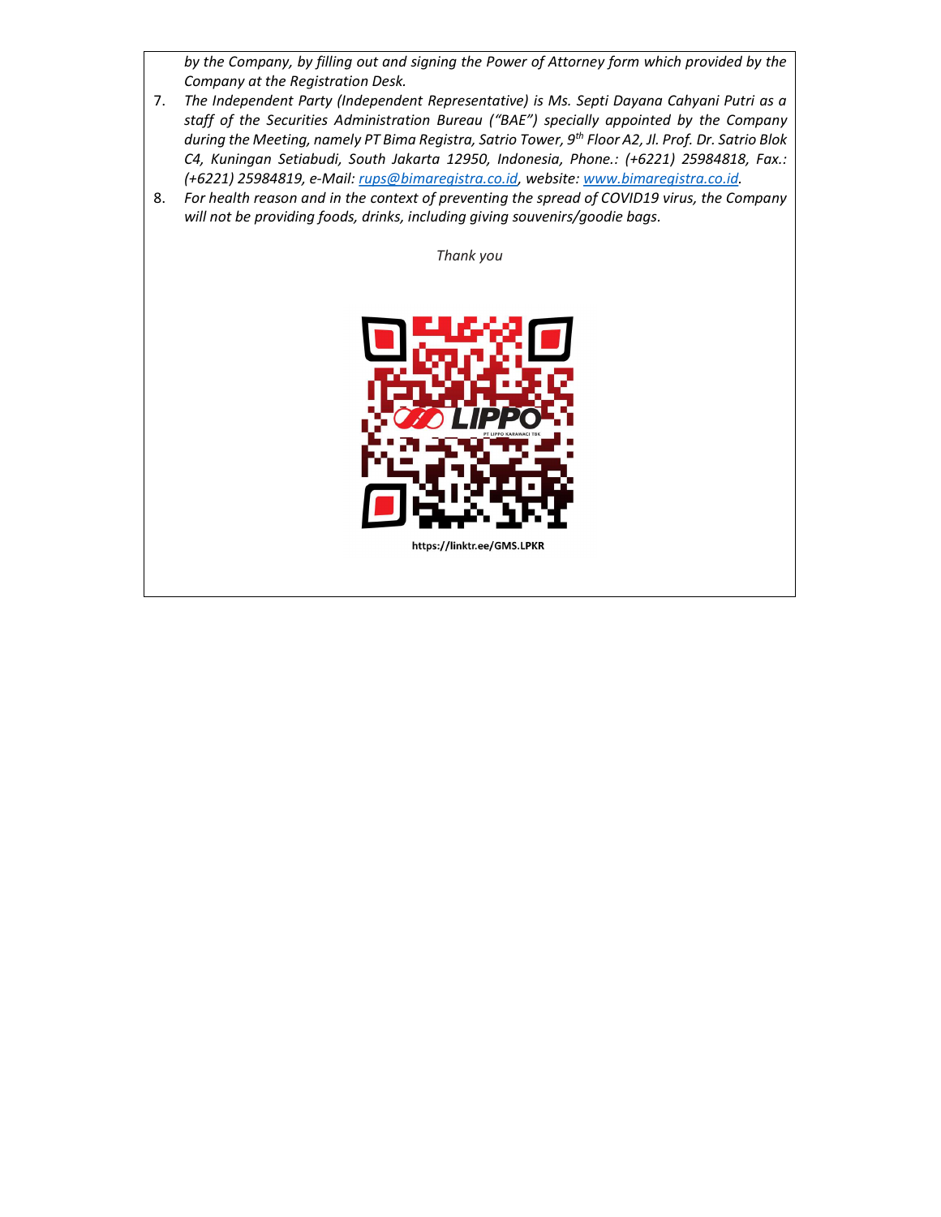*by the Company, by filling out and signing the Power of Attorney form which provided by the Company at the Registration Desk.*

7. *The Independent Party (Independent Representative) is Ms. Septi Dayana Cahyani Putri as a staff of the Securities Administration Bureau ("BAE") specially appointed by the Company during the Meeting, namely PT Bima Registra, Satrio Tower, 9th Floor A2, Jl. Prof. Dr. Satrio Blok C4, Kuningan Setiabudi, South Jakarta 12950, Indonesia, Phone.: (+6221) 25984818, Fax.: (+6221) 25984819, e-Mail: rups@bimaregistra.co.id, website: www.bimaregistra.co.id.*
8. *For health reason and in the context of preventing the spread of COVID19 virus, the Company will not be providing foods, drinks, including giving souvenirs/goodie bags.*

*Thank you*

**https://linktr.ee/GMS.LPKR**